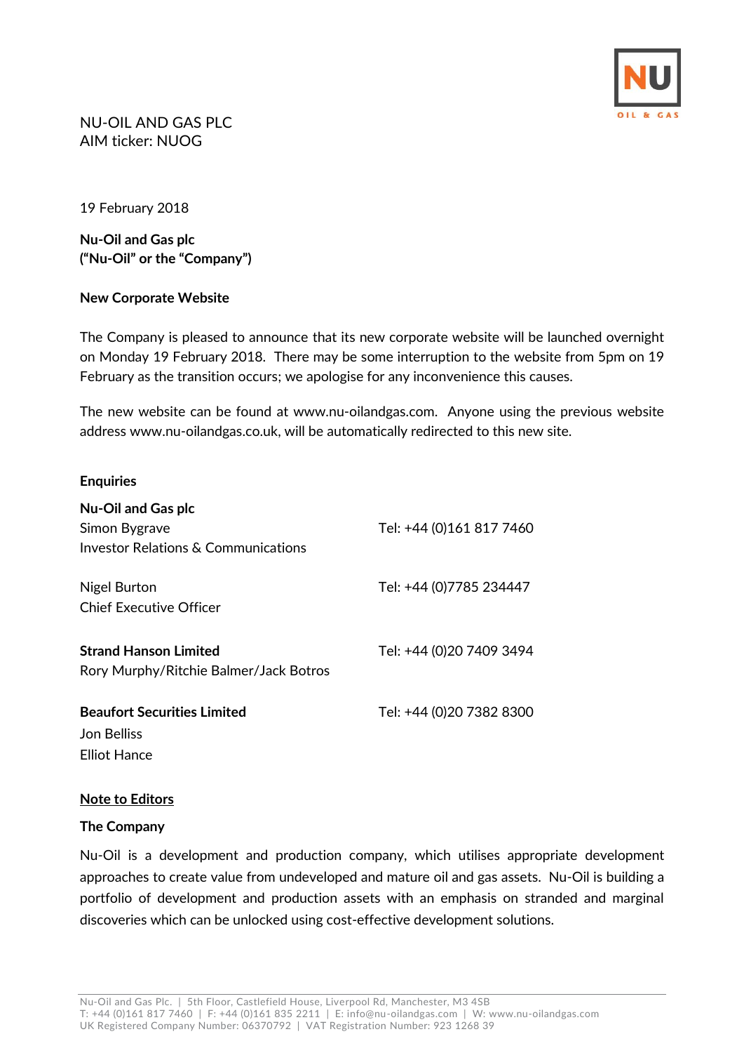NU-OIL AND GAS PLC
AIM ticker: NUOG

19 February 2018

**Nu-Oil and Gas plc**
**("Nu-Oil" or the "Company")**

**New Corporate Website**

The Company is pleased to announce that its new corporate website will be launched overnight on Monday 19 February 2018. There may be some interruption to the website from 5pm on 19 February as the transition occurs; we apologise for any inconvenience this causes.

The new website can be found at www.nu-oilandgas.com. Anyone using the previous website address www.nu-oilandgas.co.uk, will be automatically redirected to this new site.

**Enquiries**

| | |
|---|---|
| **Nu-Oil and Gas plc** | |
| Simon Bygrave<br>Investor Relations & Communications | Tel: +44 (0)161 817 7460 |
| Nigel Burton<br>Chief Executive Officer | Tel: +44 (0)7785 234447 |
| **Strand Hanson Limited**<br>Rory Murphy/Ritchie Balmer/Jack Botros | Tel: +44 (0)20 7409 3494 |
| **Beaufort Securities Limited**<br>Jon Belliss<br>Elliot Hance | Tel: +44 (0)20 7382 8300 |

**Note to Editors**

**The Company**

Nu-Oil is a development and production company, which utilises appropriate development approaches to create value from undeveloped and mature oil and gas assets. Nu-Oil is building a portfolio of development and production assets with an emphasis on stranded and marginal discoveries which can be unlocked using cost-effective development solutions.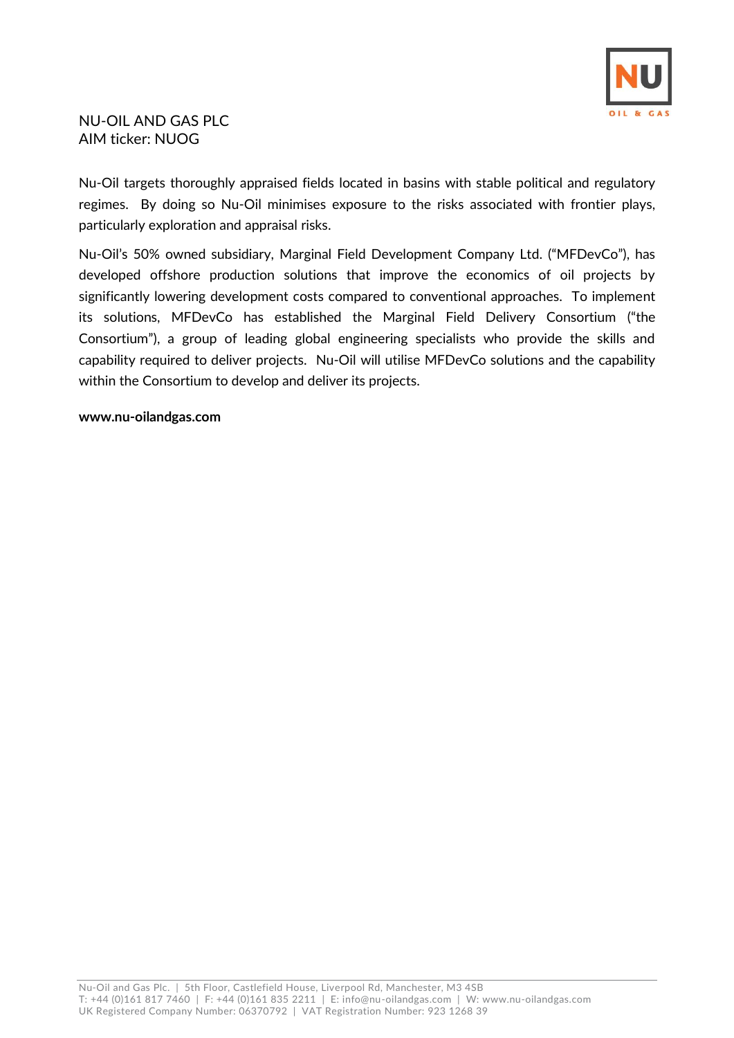NU-OIL AND GAS PLC
AIM ticker: NUOG

Nu-Oil targets thoroughly appraised fields located in basins with stable political and regulatory regimes. By doing so Nu-Oil minimises exposure to the risks associated with frontier plays, particularly exploration and appraisal risks.

Nu-Oil's 50% owned subsidiary, Marginal Field Development Company Ltd. ("MFDevCo"), has developed offshore production solutions that improve the economics of oil projects by significantly lowering development costs compared to conventional approaches. To implement its solutions, MFDevCo has established the Marginal Field Delivery Consortium ("the Consortium"), a group of leading global engineering specialists who provide the skills and capability required to deliver projects. Nu-Oil will utilise MFDevCo solutions and the capability within the Consortium to develop and deliver its projects.

**www.nu-oilandgas.com**